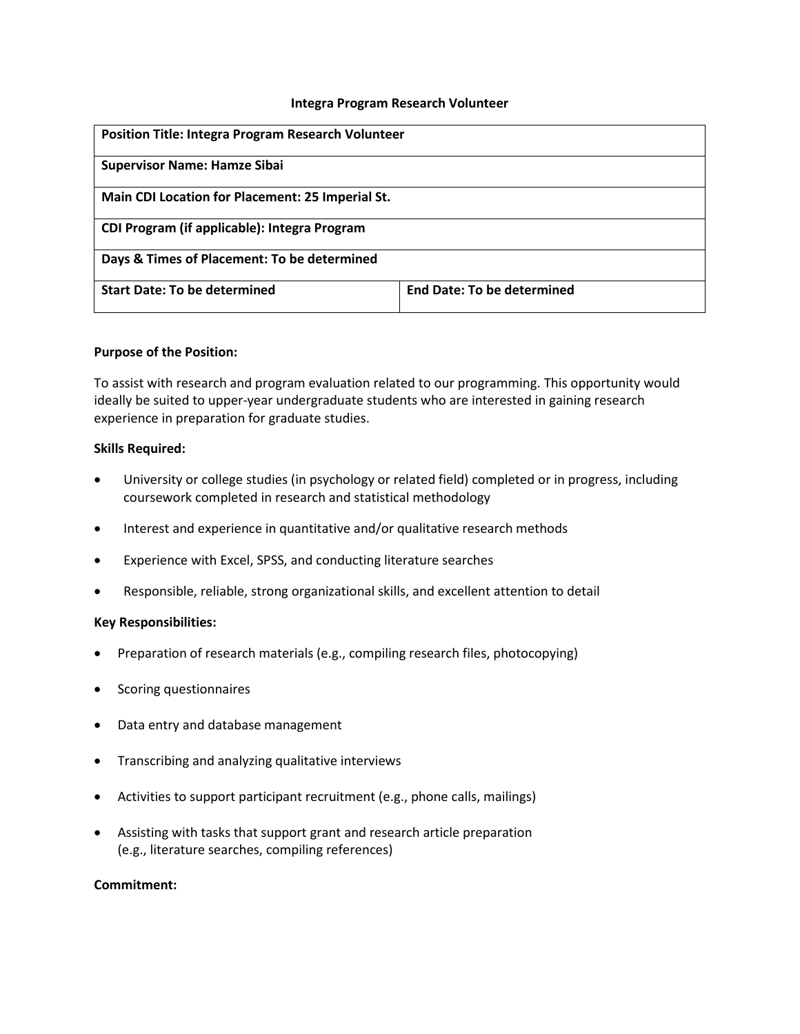# Integra Program Research Volunteer

| **Position Title: Integra Program Research Volunteer** | |
|---|---|
| **Supervisor Name: Hamze Sibai** | |
| **Main CDI Location for Placement: 25 Imperial St.** | |
| **CDI Program (if applicable): Integra Program** | |
| **Days & Times of Placement: To be determined** | |
| **Start Date: To be determined** | **End Date: To be determined** |

**Purpose of the Position:**

To assist with research and program evaluation related to our programming. This opportunity would ideally be suited to upper-year undergraduate students who are interested in gaining research experience in preparation for graduate studies.

**Skills Required:**

- University or college studies (in psychology or related field) completed or in progress, including coursework completed in research and statistical methodology
- Interest and experience in quantitative and/or qualitative research methods
- Experience with Excel, SPSS, and conducting literature searches
- Responsible, reliable, strong organizational skills, and excellent attention to detail

**Key Responsibilities:**

- Preparation of research materials (e.g., compiling research files, photocopying)
- Scoring questionnaires
- Data entry and database management
- Transcribing and analyzing qualitative interviews
- Activities to support participant recruitment (e.g., phone calls, mailings)
- Assisting with tasks that support grant and research article preparation (e.g., literature searches, compiling references)

**Commitment:**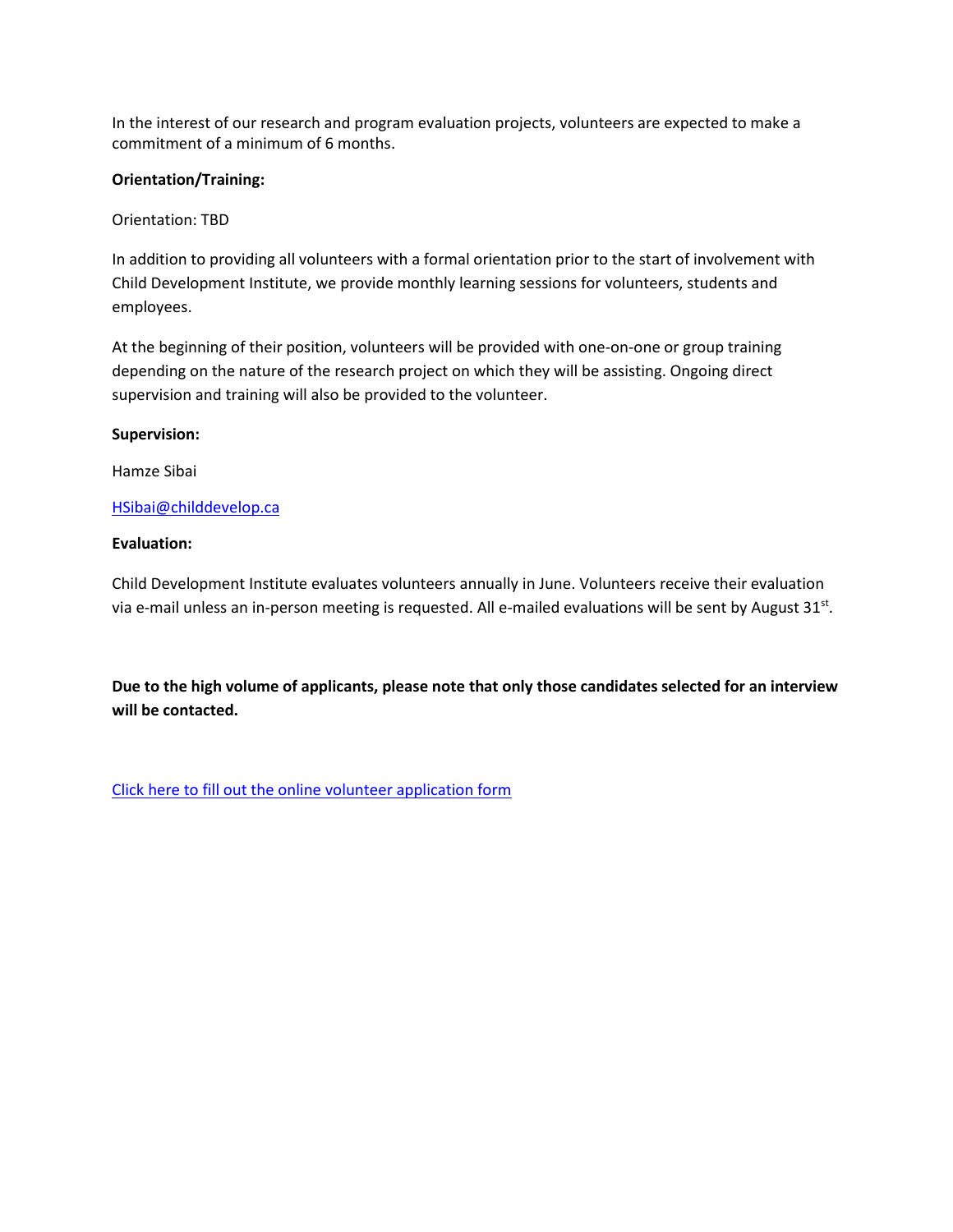In the interest of our research and program evaluation projects, volunteers are expected to make a commitment of a minimum of 6 months.

**Orientation/Training:**

Orientation: TBD

In addition to providing all volunteers with a formal orientation prior to the start of involvement with Child Development Institute, we provide monthly learning sessions for volunteers, students and employees.

At the beginning of their position, volunteers will be provided with one-on-one or group training depending on the nature of the research project on which they will be assisting. Ongoing direct supervision and training will also be provided to the volunteer.

**Supervision:**

Hamze Sibai

[HSibai@childdevelop.ca](mailto:HSibai@childdevelop.ca)

**Evaluation:**

Child Development Institute evaluates volunteers annually in June. Volunteers receive their evaluation via e-mail unless an in-person meeting is requested. All e-mailed evaluations will be sent by August 31st.

**Due to the high volume of applicants, please note that only those candidates selected for an interview will be contacted.**

Click here to fill out the online volunteer application form